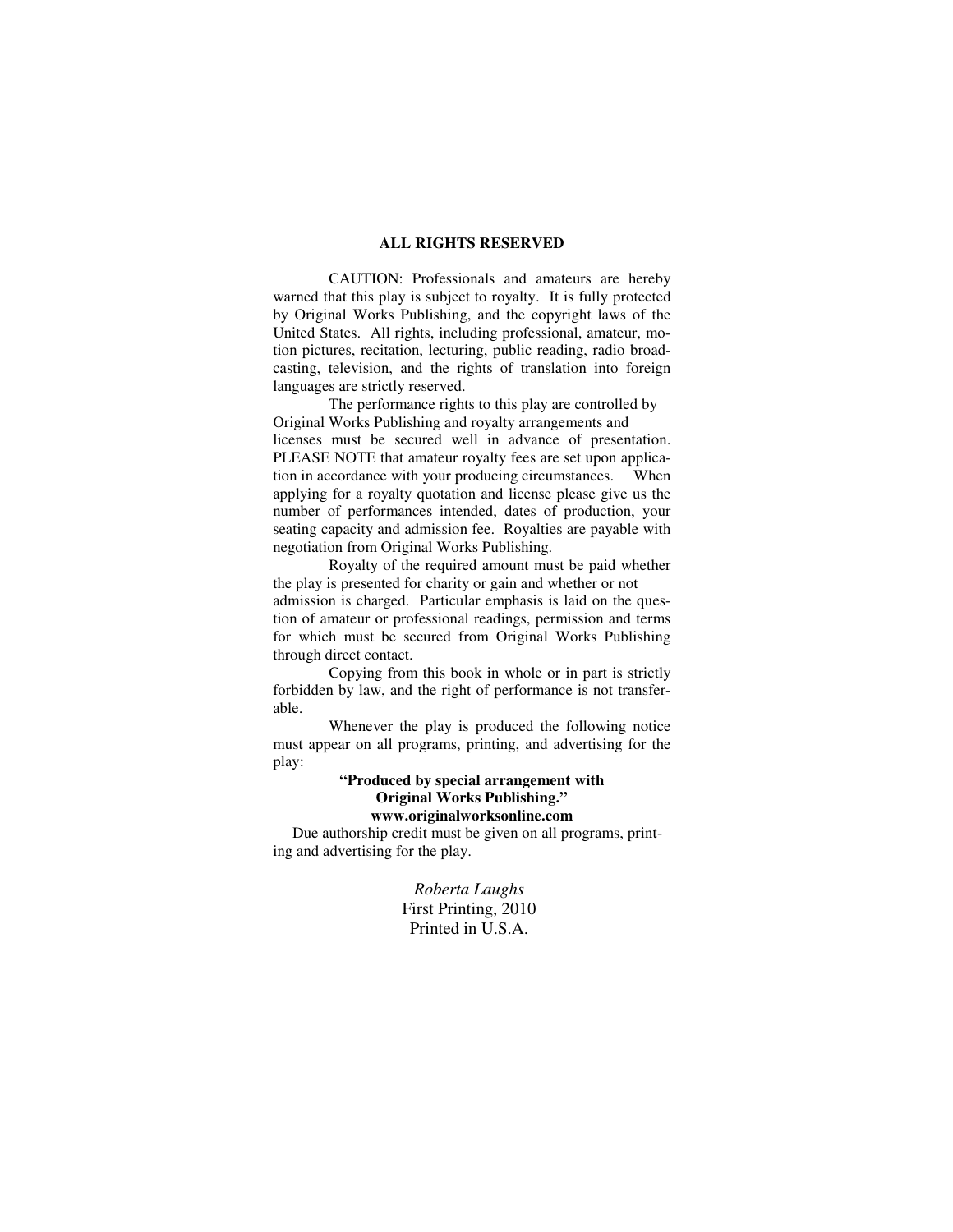**ALL RIGHTS RESERVED**

CAUTION: Professionals and amateurs are hereby warned that this play is subject to royalty. It is fully protected by Original Works Publishing, and the copyright laws of the United States. All rights, including professional, amateur, motion pictures, recitation, lecturing, public reading, radio broadcasting, television, and the rights of translation into foreign languages are strictly reserved.

The performance rights to this play are controlled by Original Works Publishing and royalty arrangements and licenses must be secured well in advance of presentation. PLEASE NOTE that amateur royalty fees are set upon application in accordance with your producing circumstances. When applying for a royalty quotation and license please give us the number of performances intended, dates of production, your seating capacity and admission fee. Royalties are payable with negotiation from Original Works Publishing.

Royalty of the required amount must be paid whether the play is presented for charity or gain and whether or not admission is charged. Particular emphasis is laid on the question of amateur or professional readings, permission and terms for which must be secured from Original Works Publishing through direct contact.

Copying from this book in whole or in part is strictly forbidden by law, and the right of performance is not transferable.

Whenever the play is produced the following notice must appear on all programs, printing, and advertising for the play:

**"Produced by special arrangement with Original Works Publishing."**
**www.originalworksonline.com**

Due authorship credit must be given on all programs, printing and advertising for the play.

*Roberta Laughs*
First Printing, 2010
Printed in U.S.A.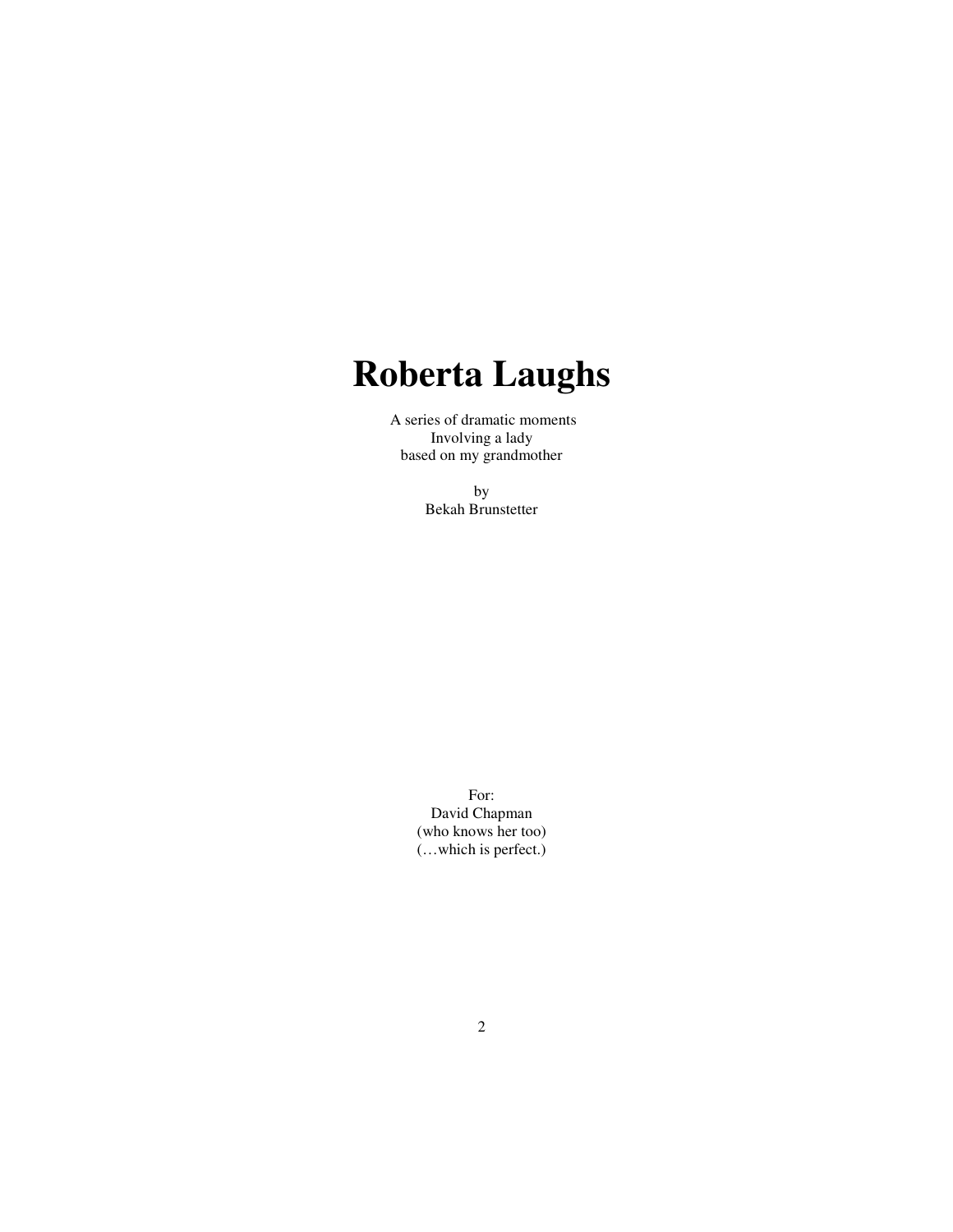# Roberta Laughs

A series of dramatic moments
Involving a lady
based on my grandmother

by
Bekah Brunstetter

For:
David Chapman
(who knows her too)
(…which is perfect.)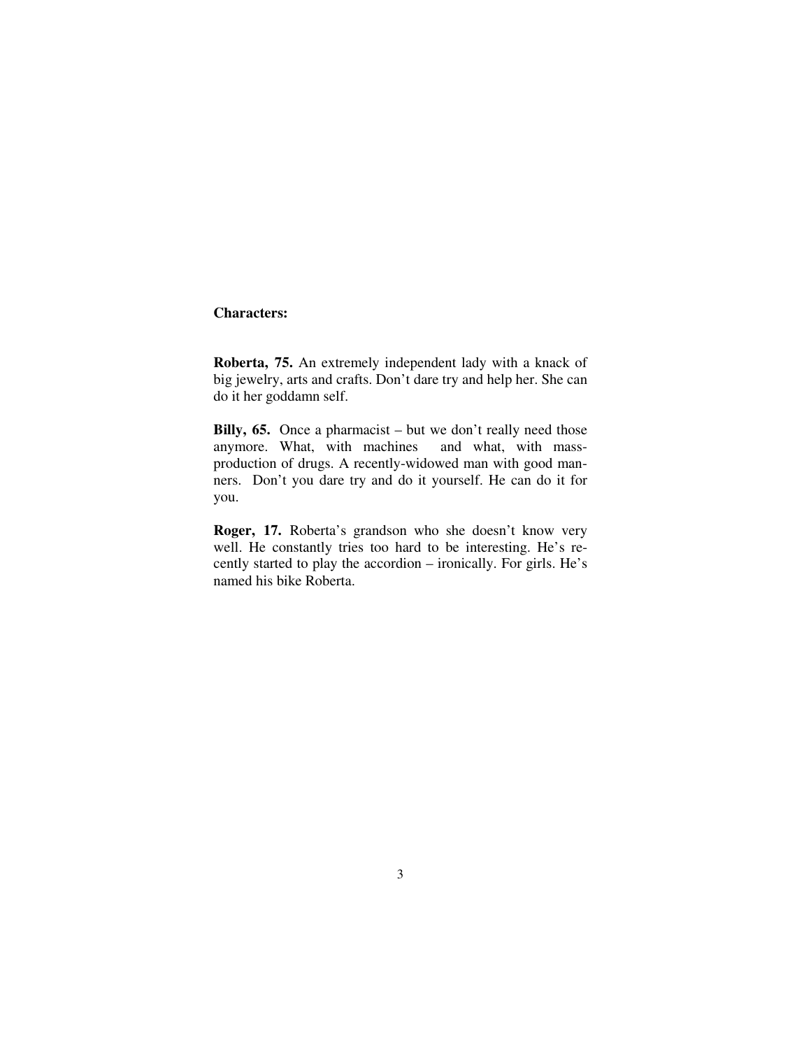**Characters:**

**Roberta, 75.** An extremely independent lady with a knack of big jewelry, arts and crafts. Don't dare try and help her. She can do it her goddamn self.

**Billy, 65.** Once a pharmacist – but we don't really need those anymore. What, with machines and what, with mass-production of drugs. A recently-widowed man with good manners. Don't you dare try and do it yourself. He can do it for you.

**Roger, 17.** Roberta's grandson who she doesn't know very well. He constantly tries too hard to be interesting. He's recently started to play the accordion – ironically. For girls. He's named his bike Roberta.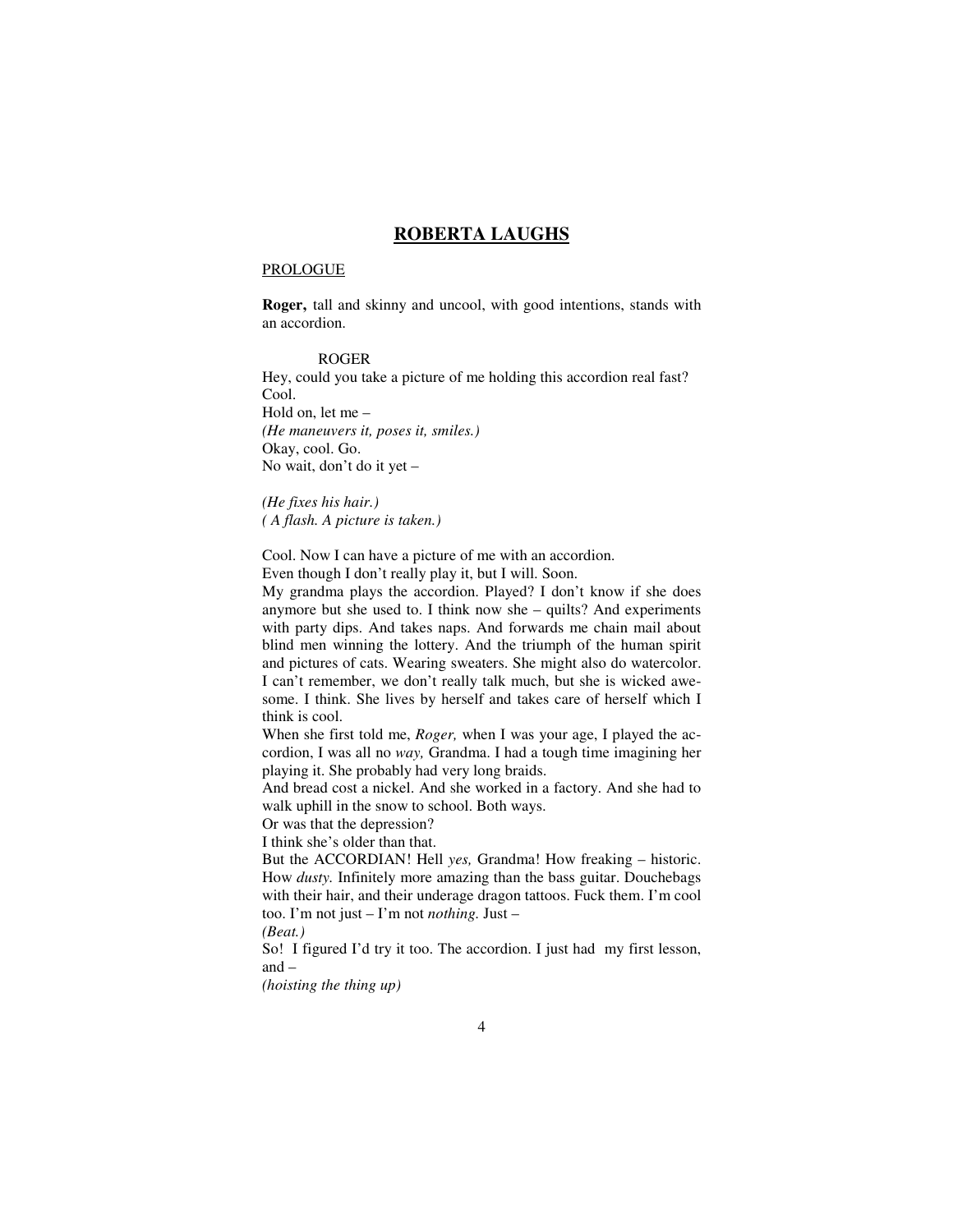# **ROBERTA LAUGHS**

PROLOGUE

**Roger,** tall and skinny and uncool, with good intentions, stands with an accordion.

ROGER

Hey, could you take a picture of me holding this accordion real fast?
Cool.
Hold on, let me –
*(He maneuvers it, poses it, smiles.)*
Okay, cool. Go.
No wait, don't do it yet –

*(He fixes his hair.)*
*( A flash. A picture is taken.)*

Cool. Now I can have a picture of me with an accordion.
Even though I don't really play it, but I will. Soon.
My grandma plays the accordion. Played? I don't know if she does anymore but she used to. I think now she – quilts? And experiments with party dips. And takes naps. And forwards me chain mail about blind men winning the lottery. And the triumph of the human spirit and pictures of cats. Wearing sweaters. She might also do watercolor. I can't remember, we don't really talk much, but she is wicked awesome. I think. She lives by herself and takes care of herself which I think is cool.
When she first told me, *Roger,* when I was your age, I played the accordion, I was all no *way,* Grandma. I had a tough time imagining her playing it. She probably had very long braids.
And bread cost a nickel. And she worked in a factory. And she had to walk uphill in the snow to school. Both ways.
Or was that the depression?
I think she's older than that.
But the ACCORDIAN! Hell *yes,* Grandma! How freaking – historic. How *dusty.* Infinitely more amazing than the bass guitar. Douchebags with their hair, and their underage dragon tattoos. Fuck them. I'm cool too. I'm not just – I'm not *nothing.* Just –
*(Beat.)*
So! I figured I'd try it too. The accordion. I just had my first lesson, and –
*(hoisting the thing up)*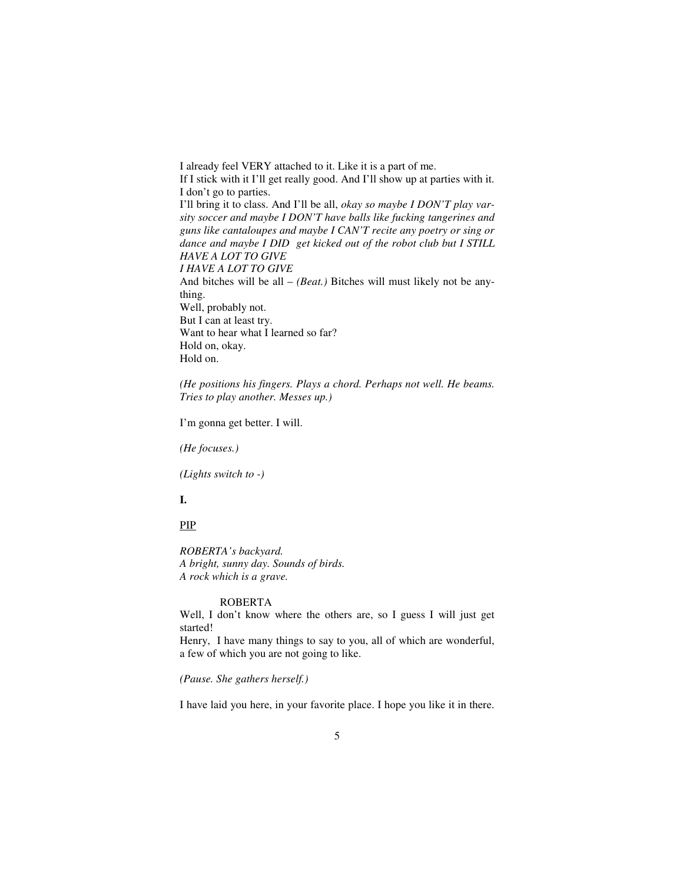I already feel VERY attached to it. Like it is a part of me.
If I stick with it I'll get really good. And I'll show up at parties with it.
I don't go to parties.
I'll bring it to class. And I'll be all, *okay so maybe I DON'T play varsity soccer and maybe I DON'T have balls like fucking tangerines and guns like cantaloupes and maybe I CAN'T recite any poetry or sing or dance and maybe I DID get kicked out of the robot club but I STILL HAVE A LOT TO GIVE*
*I HAVE A LOT TO GIVE*
And bitches will be all – *(Beat.)* Bitches will must likely not be anything.
Well, probably not.
But I can at least try.
Want to hear what I learned so far?
Hold on, okay.
Hold on.

*(He positions his fingers. Plays a chord. Perhaps not well. He beams. Tries to play another. Messes up.)*

I'm gonna get better. I will.

*(He focuses.)*

*(Lights switch to -)*

**I.**

<u>PIP</u>

*ROBERTA's backyard.*
*A bright, sunny day. Sounds of birds.*
*A rock which is a grave.*

ROBERTA

Well, I don't know where the others are, so I guess I will just get started!
Henry, I have many things to say to you, all of which are wonderful, a few of which you are not going to like.

*(Pause. She gathers herself.)*

I have laid you here, in your favorite place. I hope you like it in there.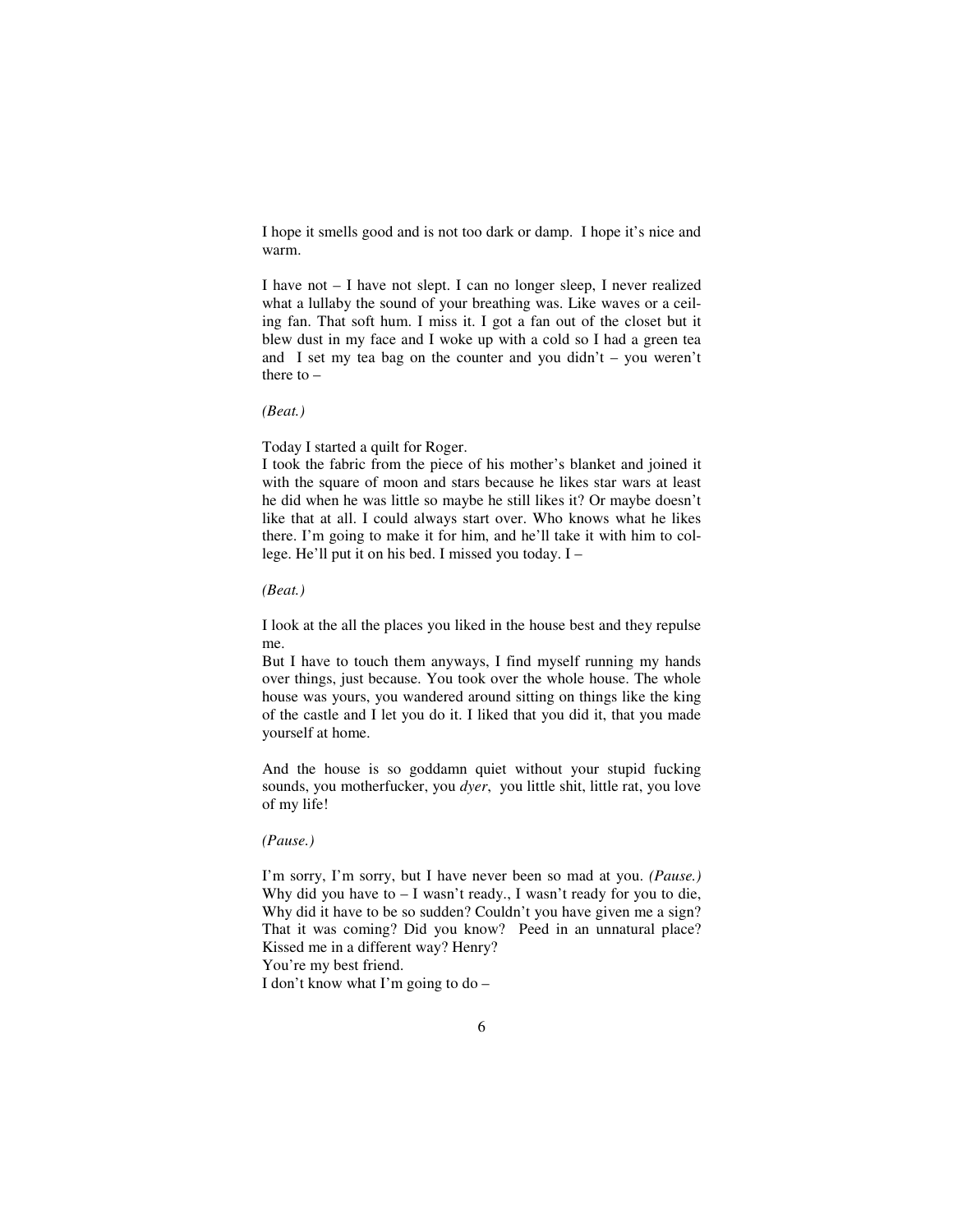I hope it smells good and is not too dark or damp. I hope it's nice and warm.

I have not – I have not slept. I can no longer sleep, I never realized what a lullaby the sound of your breathing was. Like waves or a ceiling fan. That soft hum. I miss it. I got a fan out of the closet but it blew dust in my face and I woke up with a cold so I had a green tea and I set my tea bag on the counter and you didn't – you weren't there to –

*(Beat.)*

Today I started a quilt for Roger.
I took the fabric from the piece of his mother's blanket and joined it with the square of moon and stars because he likes star wars at least he did when he was little so maybe he still likes it? Or maybe doesn't like that at all. I could always start over. Who knows what he likes there. I'm going to make it for him, and he'll take it with him to college. He'll put it on his bed. I missed you today. I –

*(Beat.)*

I look at the all the places you liked in the house best and they repulse me.
But I have to touch them anyways, I find myself running my hands over things, just because. You took over the whole house. The whole house was yours, you wandered around sitting on things like the king of the castle and I let you do it. I liked that you did it, that you made yourself at home.

And the house is so goddamn quiet without your stupid fucking sounds, you motherfucker, you *dyer*, you little shit, little rat, you love of my life!

*(Pause.)*

I'm sorry, I'm sorry, but I have never been so mad at you. *(Pause.)* Why did you have to – I wasn't ready., I wasn't ready for you to die, Why did it have to be so sudden? Couldn't you have given me a sign? That it was coming? Did you know? Peed in an unnatural place? Kissed me in a different way? Henry?
You're my best friend.
I don't know what I'm going to do –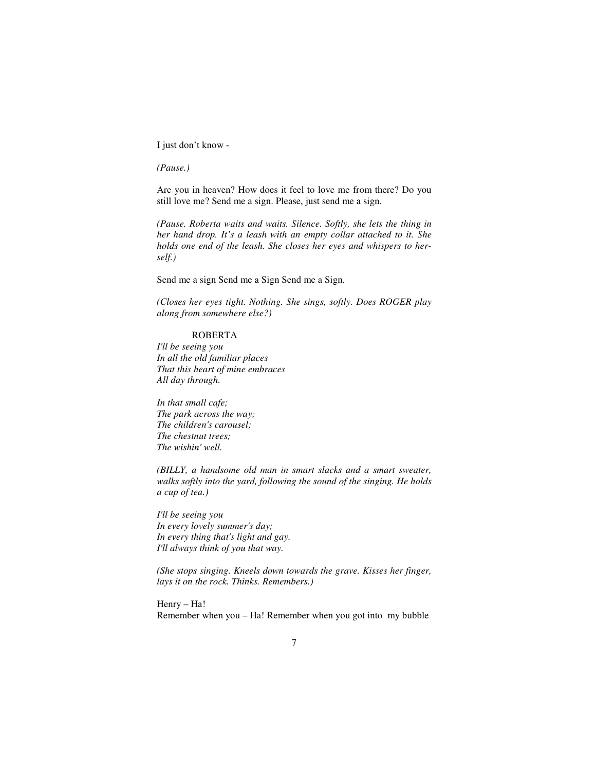I just don't know -

*(Pause.)*

Are you in heaven? How does it feel to love me from there? Do you still love me? Send me a sign. Please, just send me a sign.

*(Pause. Roberta waits and waits. Silence. Softly, she lets the thing in her hand drop. It's a leash with an empty collar attached to it. She holds one end of the leash. She closes her eyes and whispers to herself.)*

Send me a sign Send me a Sign Send me a Sign.

*(Closes her eyes tight. Nothing. She sings, softly. Does ROGER play along from somewhere else?)*

ROBERTA

*I'll be seeing you*
*In all the old familiar places*
*That this heart of mine embraces*
*All day through.*

*In that small cafe;*
*The park across the way;*
*The children's carousel;*
*The chestnut trees;*
*The wishin' well.*

*(BILLY, a handsome old man in smart slacks and a smart sweater, walks softly into the yard, following the sound of the singing. He holds a cup of tea.)*

*I'll be seeing you*
*In every lovely summer's day;*
*In every thing that's light and gay.*
*I'll always think of you that way.*

*(She stops singing. Kneels down towards the grave. Kisses her finger, lays it on the rock. Thinks. Remembers.)*

Henry – Ha!
Remember when you – Ha! Remember when you got into my bubble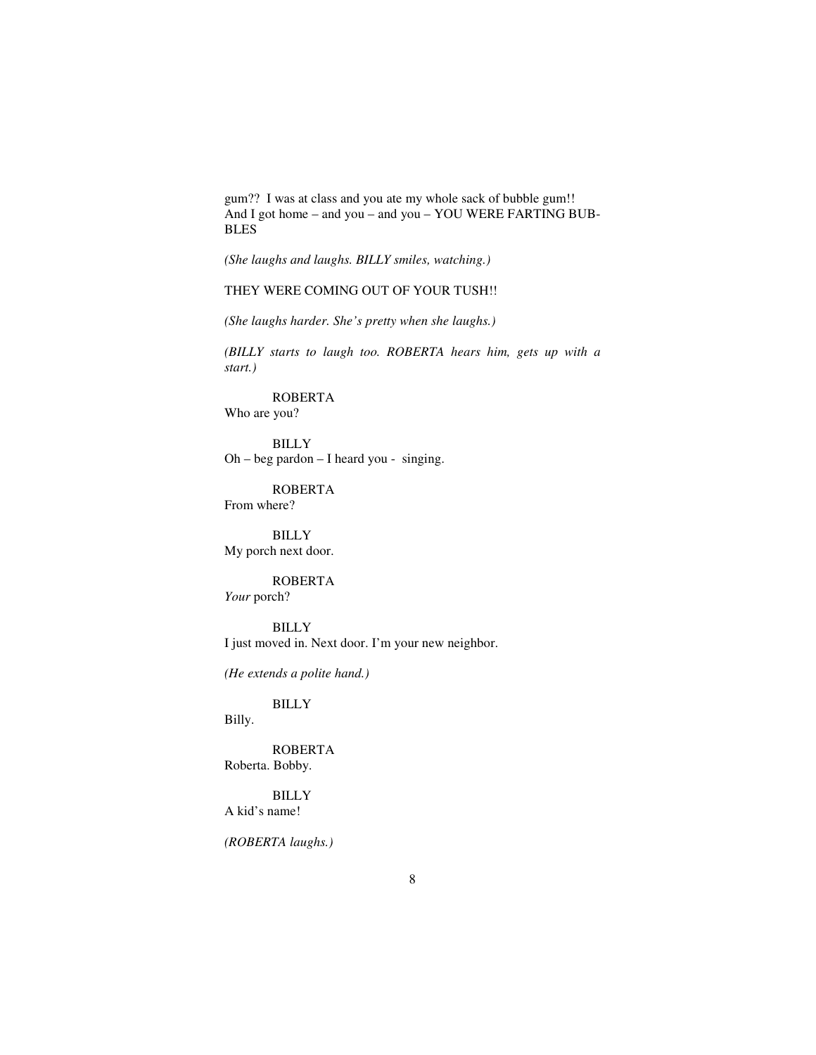gum?? I was at class and you ate my whole sack of bubble gum!! And I got home – and you – and you – YOU WERE FARTING BUBBLES

*(She laughs and laughs. BILLY smiles, watching.)*

THEY WERE COMING OUT OF YOUR TUSH!!

*(She laughs harder. She's pretty when she laughs.)*

*(BILLY starts to laugh too. ROBERTA hears him, gets up with a start.)*

ROBERTA
Who are you?

BILLY
Oh – beg pardon – I heard you - singing.

ROBERTA
From where?

BILLY
My porch next door.

ROBERTA
*Your* porch?

BILLY
I just moved in. Next door. I'm your new neighbor.

*(He extends a polite hand.)*

BILLY
Billy.

ROBERTA
Roberta. Bobby.

BILLY
A kid's name!

*(ROBERTA laughs.)*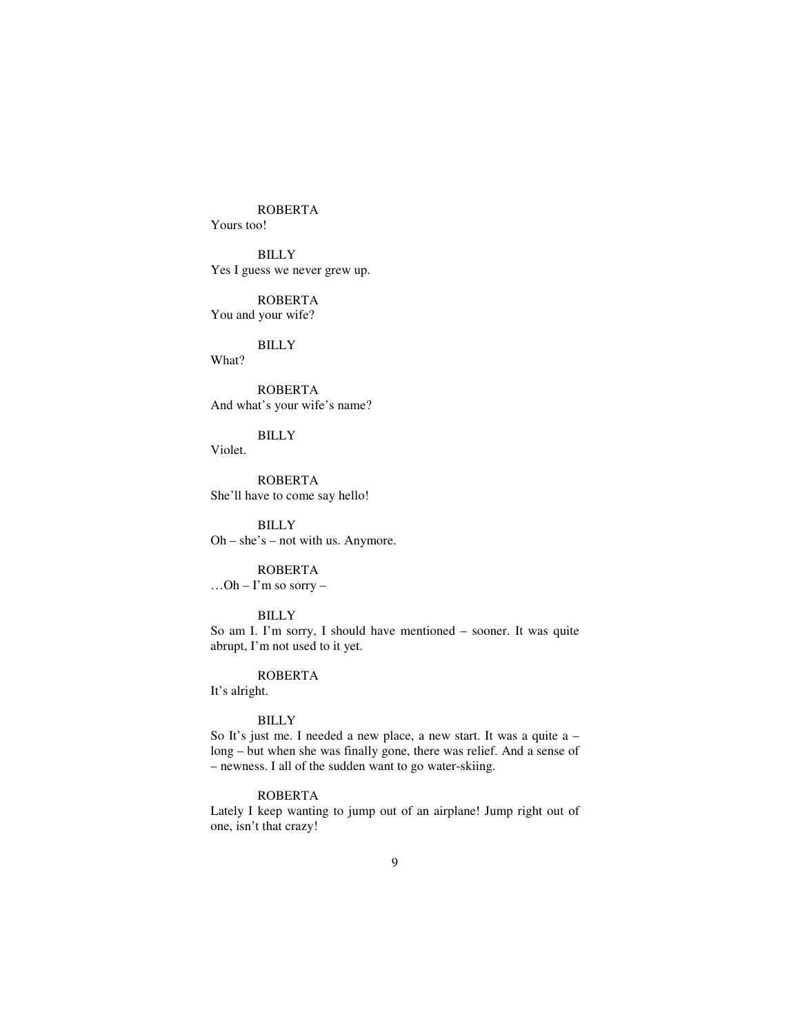ROBERTA

Yours too!

BILLY

Yes I guess we never grew up.

ROBERTA

You and your wife?

BILLY

What?

ROBERTA

And what's your wife's name?

BILLY

Violet.

ROBERTA

She'll have to come say hello!

BILLY

Oh – she's – not with us. Anymore.

ROBERTA

…Oh – I'm so sorry –

BILLY

So am I. I'm sorry, I should have mentioned – sooner. It was quite abrupt, I'm not used to it yet.

ROBERTA

It's alright.

BILLY

So It's just me. I needed a new place, a new start. It was a quite a – long – but when she was finally gone, there was relief. And a sense of – newness. I all of the sudden want to go water-skiing.

ROBERTA

Lately I keep wanting to jump out of an airplane! Jump right out of one, isn't that crazy!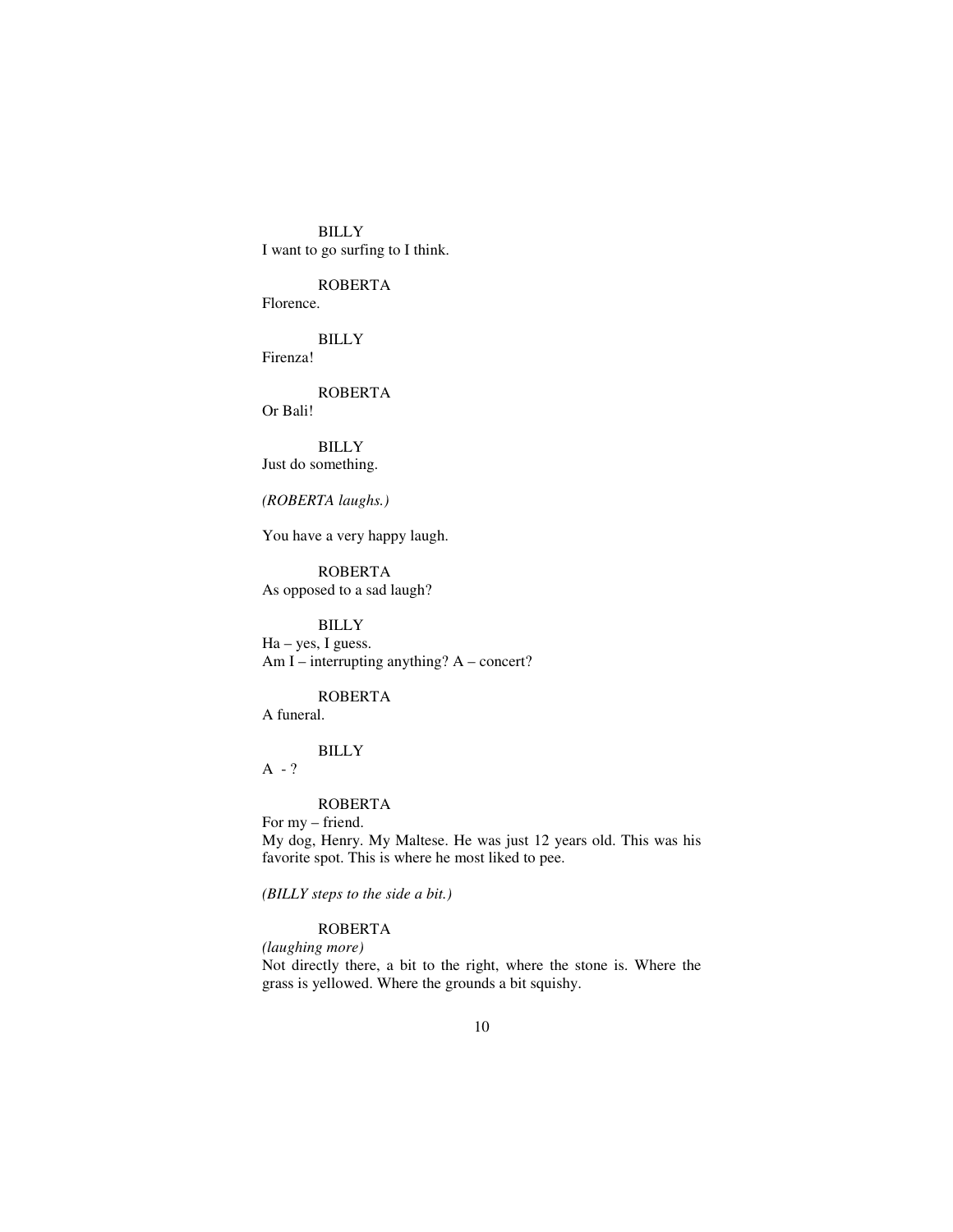BILLY
I want to go surfing to I think.

ROBERTA
Florence.

BILLY
Firenza!

ROBERTA
Or Bali!

BILLY
Just do something.

*(ROBERTA laughs.)*

You have a very happy laugh.

ROBERTA
As opposed to a sad laugh?

BILLY
Ha – yes, I guess.
Am I – interrupting anything? A – concert?

ROBERTA
A funeral.

BILLY
A - ?

ROBERTA
For my – friend.
My dog, Henry. My Maltese. He was just 12 years old. This was his favorite spot. This is where he most liked to pee.

*(BILLY steps to the side a bit.)*

ROBERTA
*(laughing more)*
Not directly there, a bit to the right, where the stone is. Where the grass is yellowed. Where the grounds a bit squishy.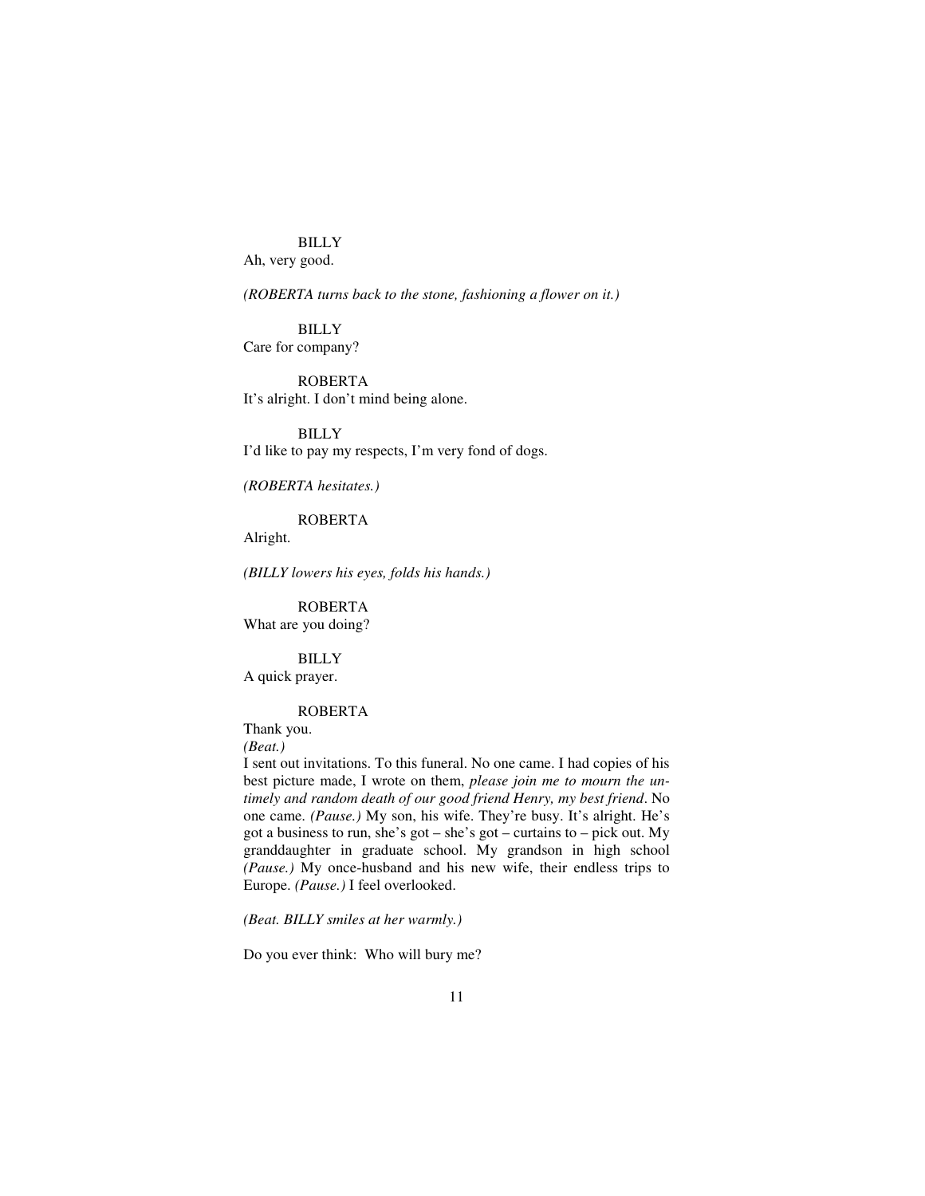BILLY

Ah, very good.

*(ROBERTA turns back to the stone, fashioning a flower on it.)*

BILLY

Care for company?

ROBERTA

It's alright. I don't mind being alone.

BILLY

I'd like to pay my respects, I'm very fond of dogs.

*(ROBERTA hesitates.)*

ROBERTA

Alright.

*(BILLY lowers his eyes, folds his hands.)*

ROBERTA

What are you doing?

BILLY

A quick prayer.

ROBERTA

Thank you.
*(Beat.)*
I sent out invitations. To this funeral. No one came. I had copies of his best picture made, I wrote on them, *please join me to mourn the untimely and random death of our good friend Henry, my best friend*. No one came. *(Pause.)* My son, his wife. They're busy. It's alright. He's got a business to run, she's got – she's got – curtains to – pick out. My granddaughter in graduate school. My grandson in high school *(Pause.)* My once-husband and his new wife, their endless trips to Europe. *(Pause.)* I feel overlooked.

*(Beat. BILLY smiles at her warmly.)*

Do you ever think: Who will bury me?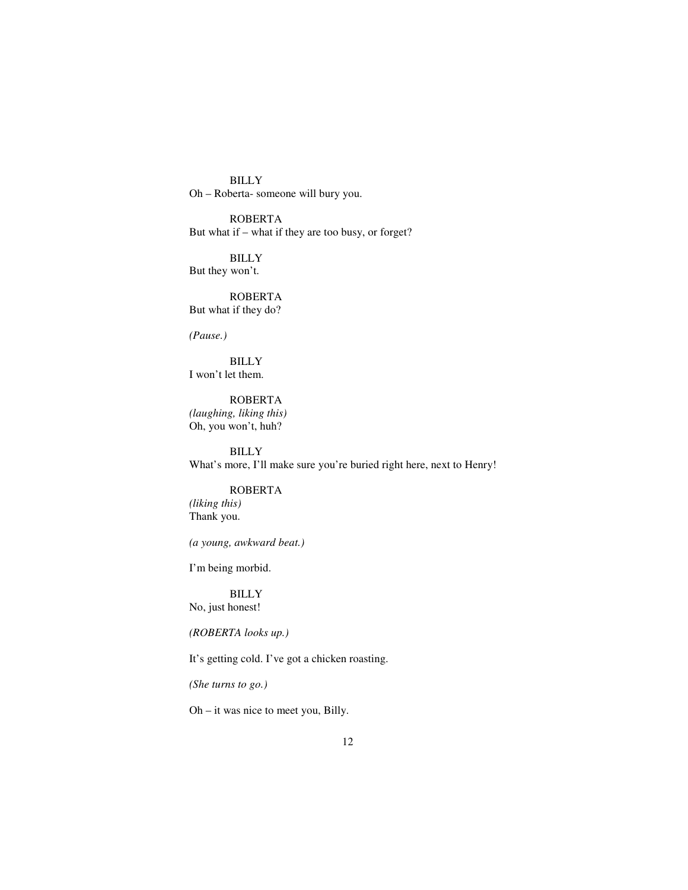BILLY

Oh – Roberta- someone will bury you.

ROBERTA

But what if – what if they are too busy, or forget?

BILLY

But they won't.

ROBERTA

But what if they do?

*(Pause.)*

BILLY

I won't let them.

ROBERTA

*(laughing, liking this)*

Oh, you won't, huh?

BILLY

What's more, I'll make sure you're buried right here, next to Henry!

ROBERTA

*(liking this)*

Thank you.

*(a young, awkward beat.)*

I'm being morbid.

BILLY

No, just honest!

*(ROBERTA looks up.)*

It's getting cold. I've got a chicken roasting.

*(She turns to go.)*

Oh – it was nice to meet you, Billy.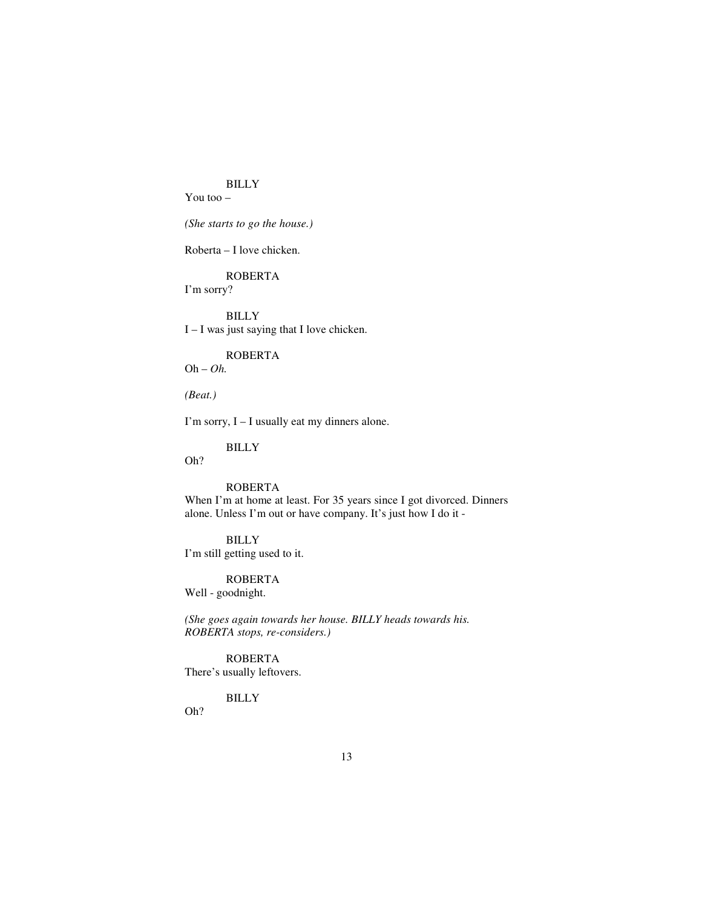BILLY

You too –

*(She starts to go the house.)*

Roberta – I love chicken.

ROBERTA

I'm sorry?

BILLY

I – I was just saying that I love chicken.

ROBERTA

Oh – *Oh.*

*(Beat.)*

I'm sorry, I – I usually eat my dinners alone.

BILLY

Oh?

ROBERTA

When I'm at home at least. For 35 years since I got divorced. Dinners alone. Unless I'm out or have company. It's just how I do it -

BILLY

I'm still getting used to it.

ROBERTA

Well - goodnight.

*(She goes again towards her house. BILLY heads towards his. ROBERTA stops, re-considers.)*

ROBERTA

There's usually leftovers.

BILLY

Oh?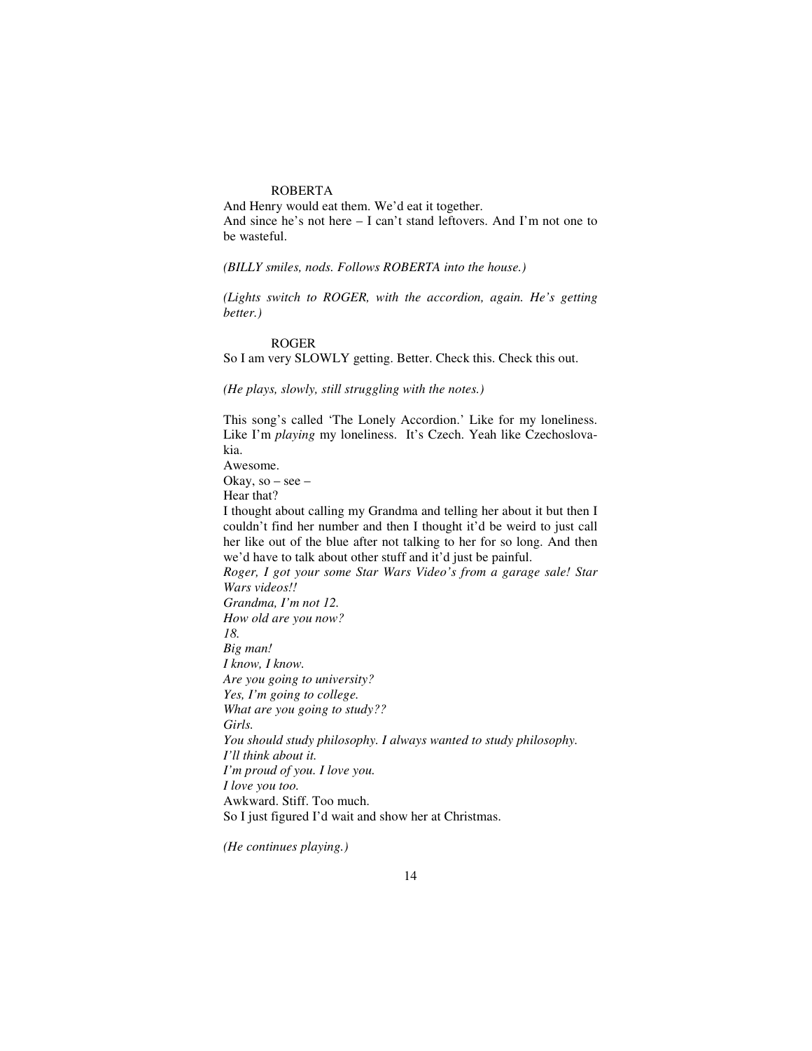ROBERTA

And Henry would eat them. We'd eat it together.
And since he's not here – I can't stand leftovers. And I'm not one to be wasteful.

*(BILLY smiles, nods. Follows ROBERTA into the house.)*

*(Lights switch to ROGER, with the accordion, again. He's getting better.)*

ROGER

So I am very SLOWLY getting. Better. Check this. Check this out.

*(He plays, slowly, still struggling with the notes.)*

This song's called 'The Lonely Accordion.' Like for my loneliness. Like I'm *playing* my loneliness. It's Czech. Yeah like Czechoslovakia.
Awesome.
Okay, so – see –
Hear that?
I thought about calling my Grandma and telling her about it but then I couldn't find her number and then I thought it'd be weird to just call her like out of the blue after not talking to her for so long. And then we'd have to talk about other stuff and it'd just be painful.
*Roger, I got your some Star Wars Video's from a garage sale! Star Wars videos!!*
*Grandma, I'm not 12.*
*How old are you now?*
*18.*
*Big man!*
*I know, I know.*
*Are you going to university?*
*Yes, I'm going to college.*
*What are you going to study??*
*Girls.*
*You should study philosophy. I always wanted to study philosophy.*
*I'll think about it.*
*I'm proud of you. I love you.*
*I love you too.*
Awkward. Stiff. Too much.
So I just figured I'd wait and show her at Christmas.

*(He continues playing.)*